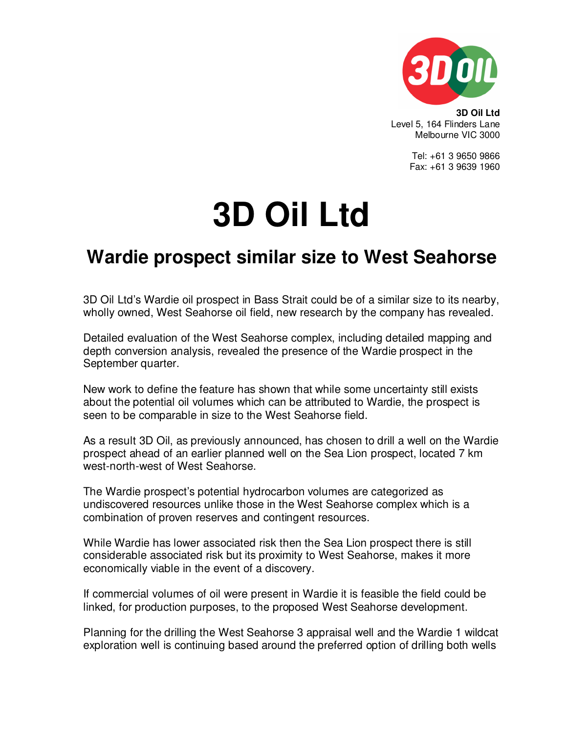**3D Oil Ltd**
Level 5, 164 Flinders Lane
Melbourne VIC 3000

Tel: +61 3 9650 9866
Fax: +61 3 9639 1960

# 3D Oil Ltd

## Wardie prospect similar size to West Seahorse

3D Oil Ltd's Wardie oil prospect in Bass Strait could be of a similar size to its nearby, wholly owned, West Seahorse oil field, new research by the company has revealed.

Detailed evaluation of the West Seahorse complex, including detailed mapping and depth conversion analysis, revealed the presence of the Wardie prospect in the September quarter.

New work to define the feature has shown that while some uncertainty still exists about the potential oil volumes which can be attributed to Wardie, the prospect is seen to be comparable in size to the West Seahorse field.

As a result 3D Oil, as previously announced, has chosen to drill a well on the Wardie prospect ahead of an earlier planned well on the Sea Lion prospect, located 7 km west-north-west of West Seahorse.

The Wardie prospect's potential hydrocarbon volumes are categorized as undiscovered resources unlike those in the West Seahorse complex which is a combination of proven reserves and contingent resources.

While Wardie has lower associated risk then the Sea Lion prospect there is still considerable associated risk but its proximity to West Seahorse, makes it more economically viable in the event of a discovery.

If commercial volumes of oil were present in Wardie it is feasible the field could be linked, for production purposes, to the proposed West Seahorse development.

Planning for the drilling the West Seahorse 3 appraisal well and the Wardie 1 wildcat exploration well is continuing based around the preferred option of drilling both wells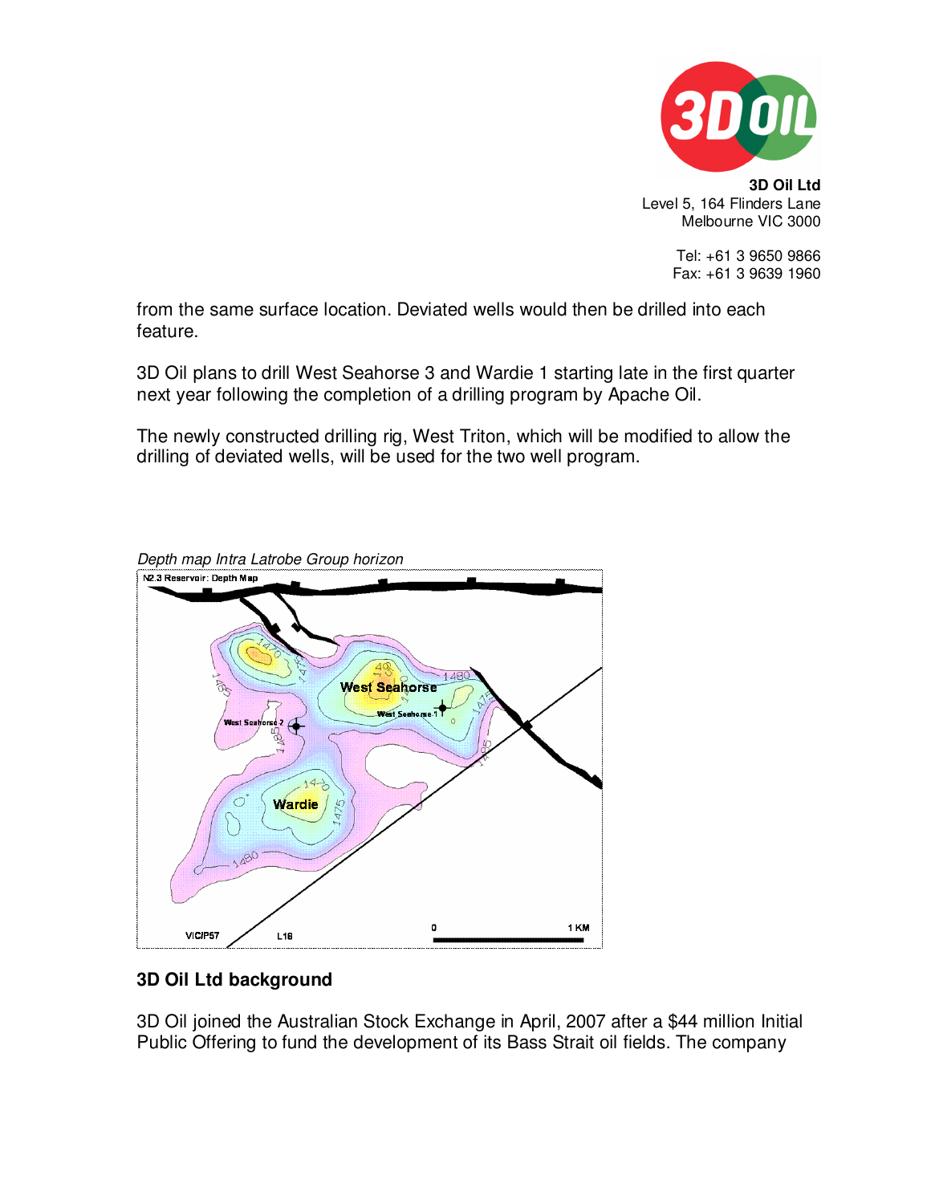from the same surface location. Deviated wells would then be drilled into each feature.

3D Oil plans to drill West Seahorse 3 and Wardie 1 starting late in the first quarter next year following the completion of a drilling program by Apache Oil.

The newly constructed drilling rig, West Triton, which will be modified to allow the drilling of deviated wells, will be used for the two well program.

*Depth map Intra Latrobe Group horizon*

## 3D Oil Ltd background

3D Oil joined the Australian Stock Exchange in April, 2007 after a $44 million Initial Public Offering to fund the development of its Bass Strait oil fields. The company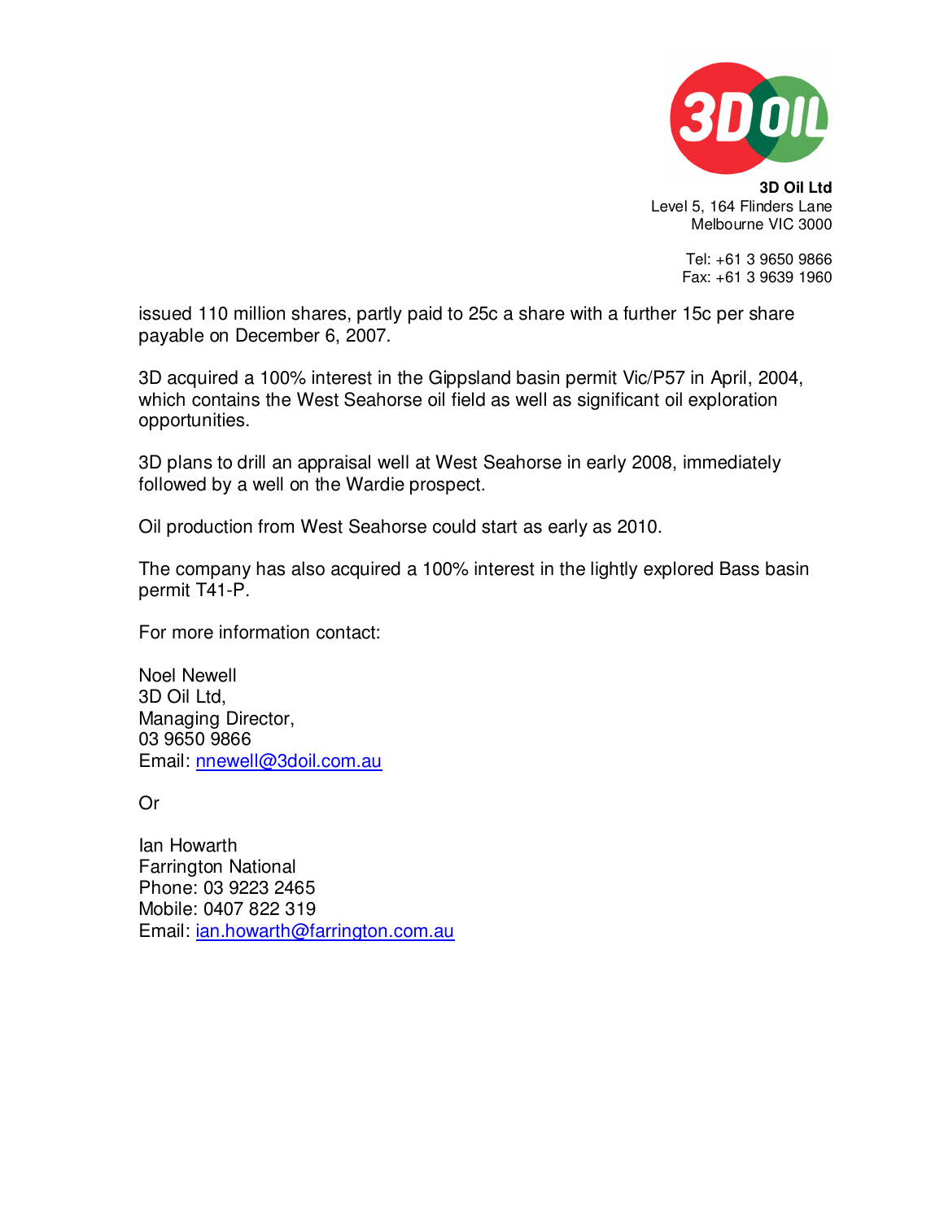**3D Oil Ltd**
Level 5, 164 Flinders Lane
Melbourne VIC 3000

Tel: +61 3 9650 9866
Fax: +61 3 9639 1960

issued 110 million shares, partly paid to 25c a share with a further 15c per share payable on December 6, 2007.

3D acquired a 100% interest in the Gippsland basin permit Vic/P57 in April, 2004, which contains the West Seahorse oil field as well as significant oil exploration opportunities.

3D plans to drill an appraisal well at West Seahorse in early 2008, immediately followed by a well on the Wardie prospect.

Oil production from West Seahorse could start as early as 2010.

The company has also acquired a 100% interest in the lightly explored Bass basin permit T41-P.

For more information contact:

Noel Newell
3D Oil Ltd,
Managing Director,
03 9650 9866
Email: nnewell@3doil.com.au

Or

Ian Howarth
Farrington National
Phone: 03 9223 2465
Mobile: 0407 822 319
Email: ian.howarth@farrington.com.au